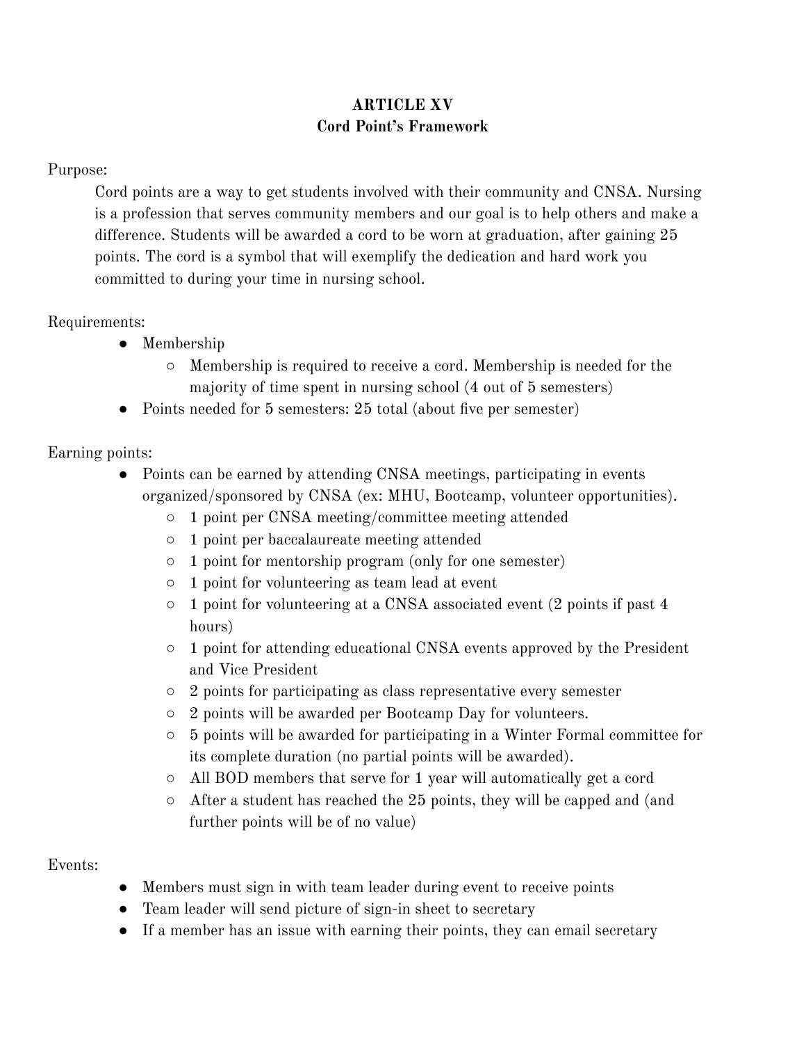**ARTICLE XV**
**Cord Point's Framework**

Purpose:

Cord points are a way to get students involved with their community and CNSA. Nursing is a profession that serves community members and our goal is to help others and make a difference. Students will be awarded a cord to be worn at graduation, after gaining 25 points. The cord is a symbol that will exemplify the dedication and hard work you committed to during your time in nursing school.

Requirements:

- Membership
  - Membership is required to receive a cord. Membership is needed for the majority of time spent in nursing school (4 out of 5 semesters)
- Points needed for 5 semesters: 25 total (about five per semester)

Earning points:

- Points can be earned by attending CNSA meetings, participating in events organized/sponsored by CNSA (ex: MHU, Bootcamp, volunteer opportunities).
  - 1 point per CNSA meeting/committee meeting attended
  - 1 point per baccalaureate meeting attended
  - 1 point for mentorship program (only for one semester)
  - 1 point for volunteering as team lead at event
  - 1 point for volunteering at a CNSA associated event (2 points if past 4 hours)
  - 1 point for attending educational CNSA events approved by the President and Vice President
  - 2 points for participating as class representative every semester
  - 2 points will be awarded per Bootcamp Day for volunteers.
  - 5 points will be awarded for participating in a Winter Formal committee for its complete duration (no partial points will be awarded).
  - All BOD members that serve for 1 year will automatically get a cord
  - After a student has reached the 25 points, they will be capped and (and further points will be of no value)

Events:

- Members must sign in with team leader during event to receive points
- Team leader will send picture of sign-in sheet to secretary
- If a member has an issue with earning their points, they can email secretary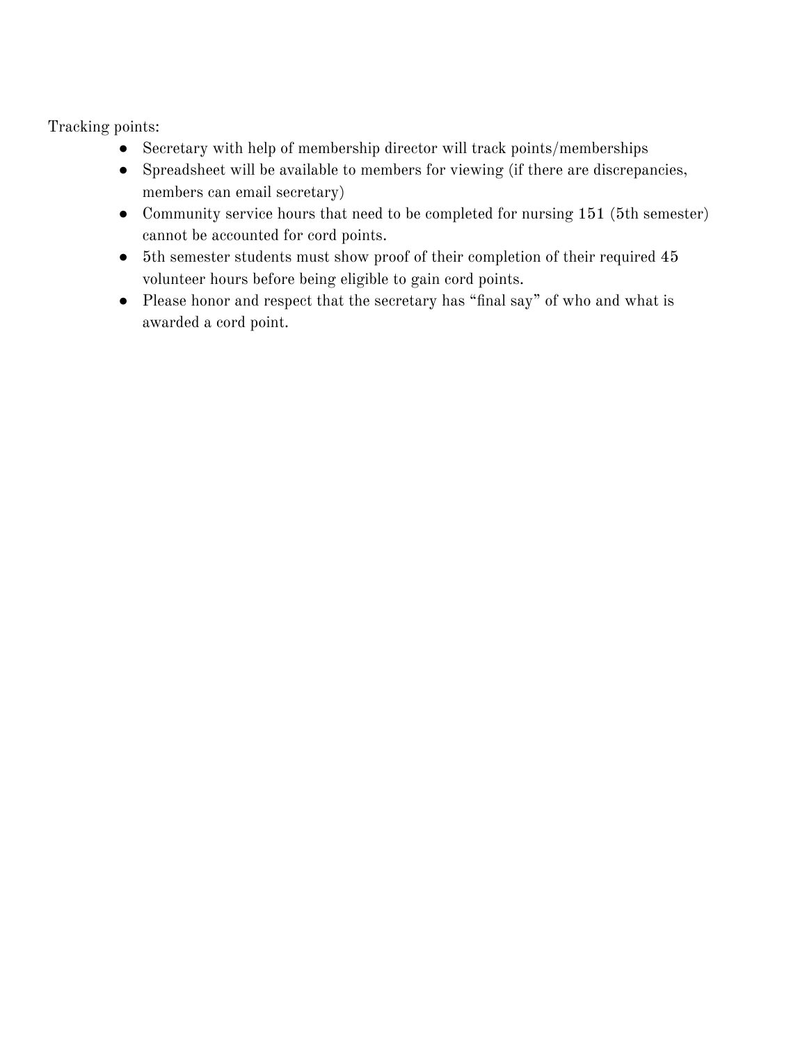Tracking points:

- Secretary with help of membership director will track points/memberships
- Spreadsheet will be available to members for viewing (if there are discrepancies, members can email secretary)
- Community service hours that need to be completed for nursing 151 (5th semester) cannot be accounted for cord points.
- 5th semester students must show proof of their completion of their required 45 volunteer hours before being eligible to gain cord points.
- Please honor and respect that the secretary has "final say" of who and what is awarded a cord point.